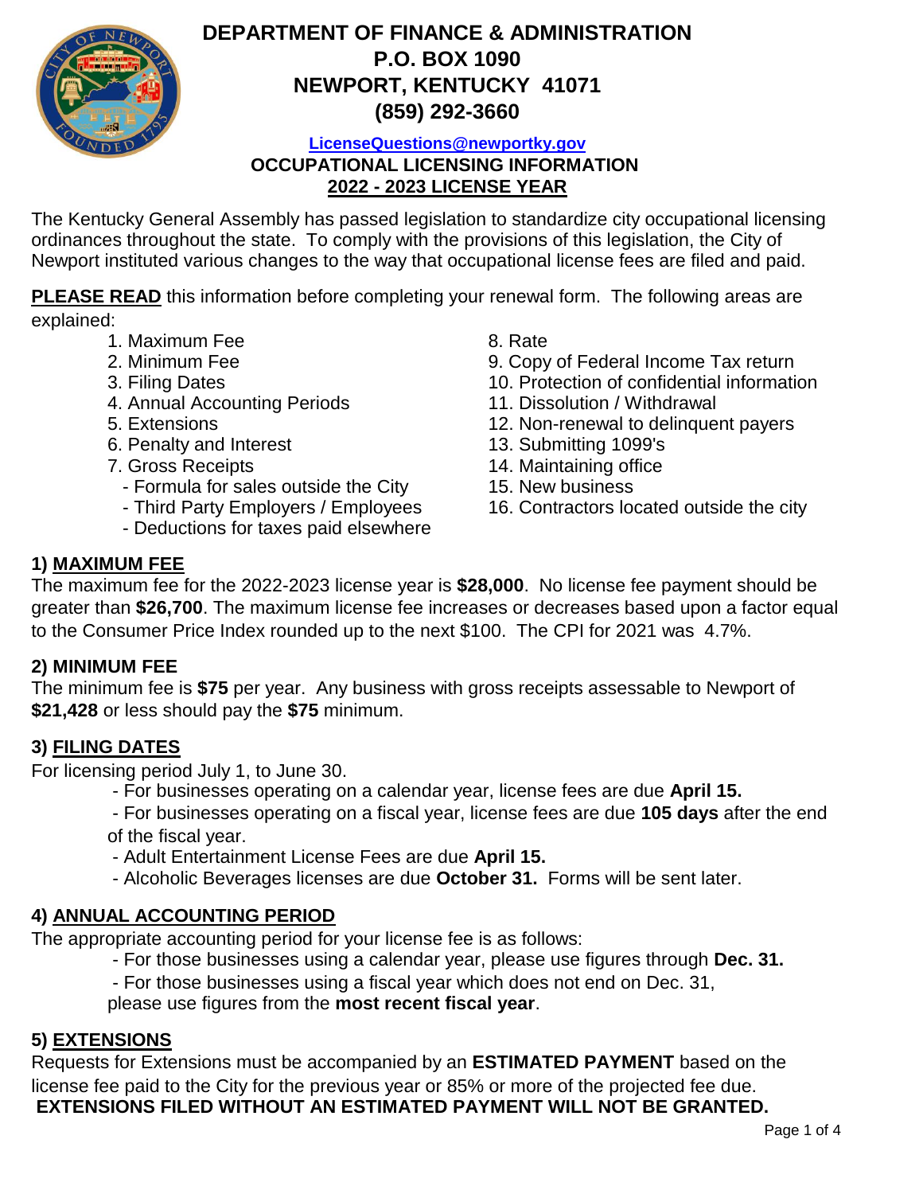# DEPARTMENT OF FINANCE & ADMINISTRATION
## P.O. BOX 1090
## NEWPORT, KENTUCKY 41071
## (859) 292-3660

**LicenseQuestions@newportky.gov**

**OCCUPATIONAL LICENSING INFORMATION**

**2022 - 2023 LICENSE YEAR**

The Kentucky General Assembly has passed legislation to standardize city occupational licensing ordinances throughout the state. To comply with the provisions of this legislation, the City of Newport instituted various changes to the way that occupational license fees are filed and paid.

**PLEASE READ** this information before completing your renewal form. The following areas are explained:

1. Maximum Fee
2. Minimum Fee
3. Filing Dates
4. Annual Accounting Periods
5. Extensions
6. Penalty and Interest
7. Gross Receipts
   - Formula for sales outside the City
   - Third Party Employers / Employees
   - Deductions for taxes paid elsewhere
8. Rate
9. Copy of Federal Income Tax return
10. Protection of confidential information
11. Dissolution / Withdrawal
12. Non-renewal to delinquent payers
13. Submitting 1099's
14. Maintaining office
15. New business
16. Contractors located outside the city

### 1) MAXIMUM FEE

The maximum fee for the 2022-2023 license year is **$28,000**. No license fee payment should be greater than **$26,700**. The maximum license fee increases or decreases based upon a factor equal to the Consumer Price Index rounded up to the next $100. The CPI for 2021 was 4.7%.

### 2) MINIMUM FEE

The minimum fee is **$75** per year. Any business with gross receipts assessable to Newport of **$21,428** or less should pay the **$75** minimum.

### 3) FILING DATES

For licensing period July 1, to June 30.

- For businesses operating on a calendar year, license fees are due **April 15.**
- For businesses operating on a fiscal year, license fees are due **105 days** after the end of the fiscal year.
- Adult Entertainment License Fees are due **April 15.**
- Alcoholic Beverages licenses are due **October 31.** Forms will be sent later.

### 4) ANNUAL ACCOUNTING PERIOD

The appropriate accounting period for your license fee is as follows:

- For those businesses using a calendar year, please use figures through **Dec. 31.**
- For those businesses using a fiscal year which does not end on Dec. 31, please use figures from the **most recent fiscal year**.

### 5) EXTENSIONS

Requests for Extensions must be accompanied by an **ESTIMATED PAYMENT** based on the license fee paid to the City for the previous year or 85% or more of the projected fee due.

**EXTENSIONS FILED WITHOUT AN ESTIMATED PAYMENT WILL NOT BE GRANTED.**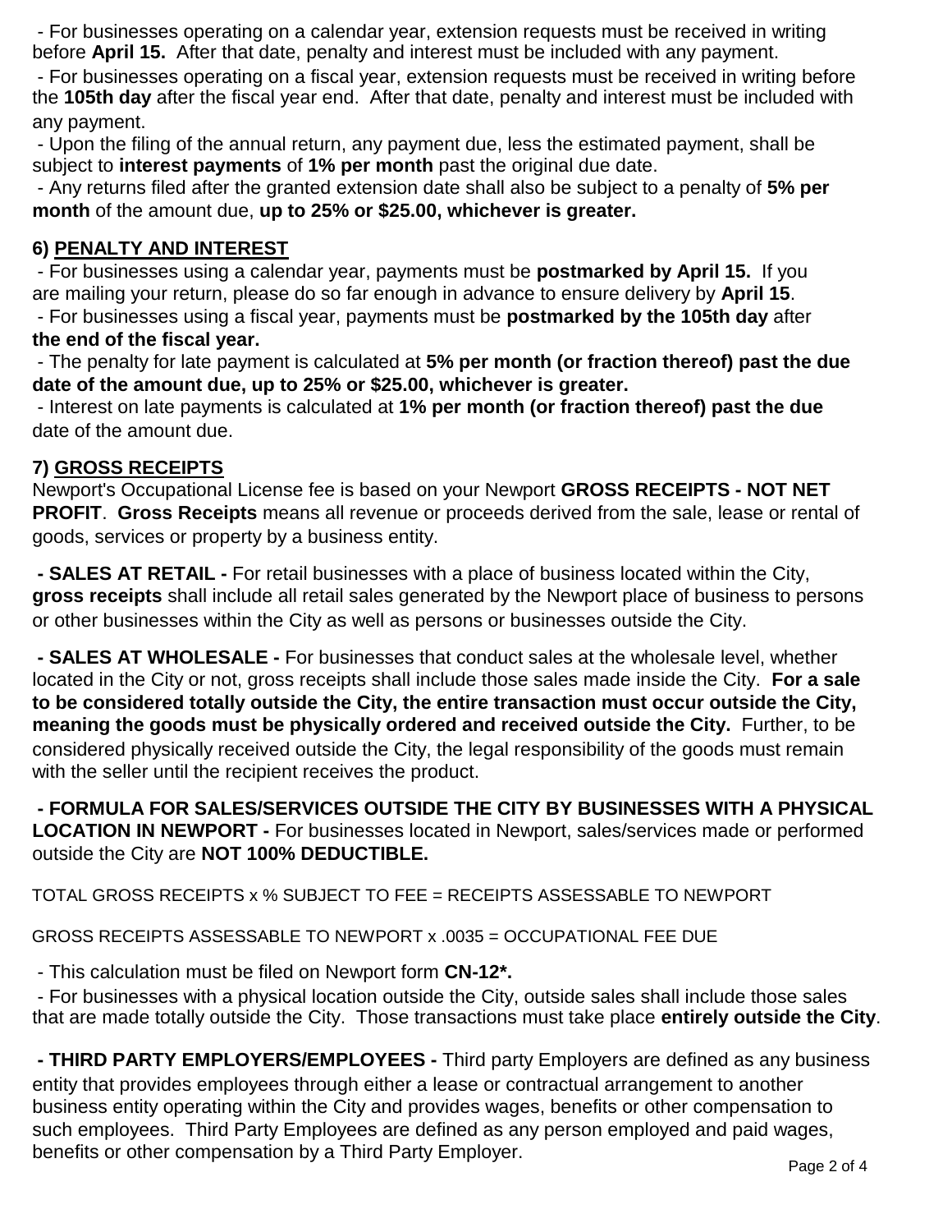- For businesses operating on a calendar year, extension requests must be received in writing before **April 15.** After that date, penalty and interest must be included with any payment.
- For businesses operating on a fiscal year, extension requests must be received in writing before the **105th day** after the fiscal year end. After that date, penalty and interest must be included with any payment.
- Upon the filing of the annual return, any payment due, less the estimated payment, shall be subject to **interest payments** of **1% per month** past the original due date.
- Any returns filed after the granted extension date shall also be subject to a penalty of **5% per month** of the amount due, **up to 25% or $25.00, whichever is greater.**

## 6) PENALTY AND INTEREST

- For businesses using a calendar year, payments must be **postmarked by April 15.** If you are mailing your return, please do so far enough in advance to ensure delivery by **April 15**.
- For businesses using a fiscal year, payments must be **postmarked by the 105th day** after **the end of the fiscal year.**
- The penalty for late payment is calculated at **5% per month (or fraction thereof) past the due date of the amount due, up to 25% or $25.00, whichever is greater.**
- Interest on late payments is calculated at **1% per month (or fraction thereof) past the due** date of the amount due.

## 7) GROSS RECEIPTS

Newport's Occupational License fee is based on your Newport **GROSS RECEIPTS - NOT NET PROFIT**. **Gross Receipts** means all revenue or proceeds derived from the sale, lease or rental of goods, services or property by a business entity.

**- SALES AT RETAIL -** For retail businesses with a place of business located within the City, **gross receipts** shall include all retail sales generated by the Newport place of business to persons or other businesses within the City as well as persons or businesses outside the City.

**- SALES AT WHOLESALE -** For businesses that conduct sales at the wholesale level, whether located in the City or not, gross receipts shall include those sales made inside the City. **For a sale to be considered totally outside the City, the entire transaction must occur outside the City, meaning the goods must be physically ordered and received outside the City.** Further, to be considered physically received outside the City, the legal responsibility of the goods must remain with the seller until the recipient receives the product.

**- FORMULA FOR SALES/SERVICES OUTSIDE THE CITY BY BUSINESSES WITH A PHYSICAL LOCATION IN NEWPORT -** For businesses located in Newport, sales/services made or performed outside the City are **NOT 100% DEDUCTIBLE.**

TOTAL GROSS RECEIPTS x % SUBJECT TO FEE = RECEIPTS ASSESSABLE TO NEWPORT

GROSS RECEIPTS ASSESSABLE TO NEWPORT x .0035 = OCCUPATIONAL FEE DUE

- This calculation must be filed on Newport form **CN-12*.**
- For businesses with a physical location outside the City, outside sales shall include those sales that are made totally outside the City. Those transactions must take place **entirely outside the City**.

**- THIRD PARTY EMPLOYERS/EMPLOYEES -** Third party Employers are defined as any business entity that provides employees through either a lease or contractual arrangement to another business entity operating within the City and provides wages, benefits or other compensation to such employees. Third Party Employees are defined as any person employed and paid wages, benefits or other compensation by a Third Party Employer.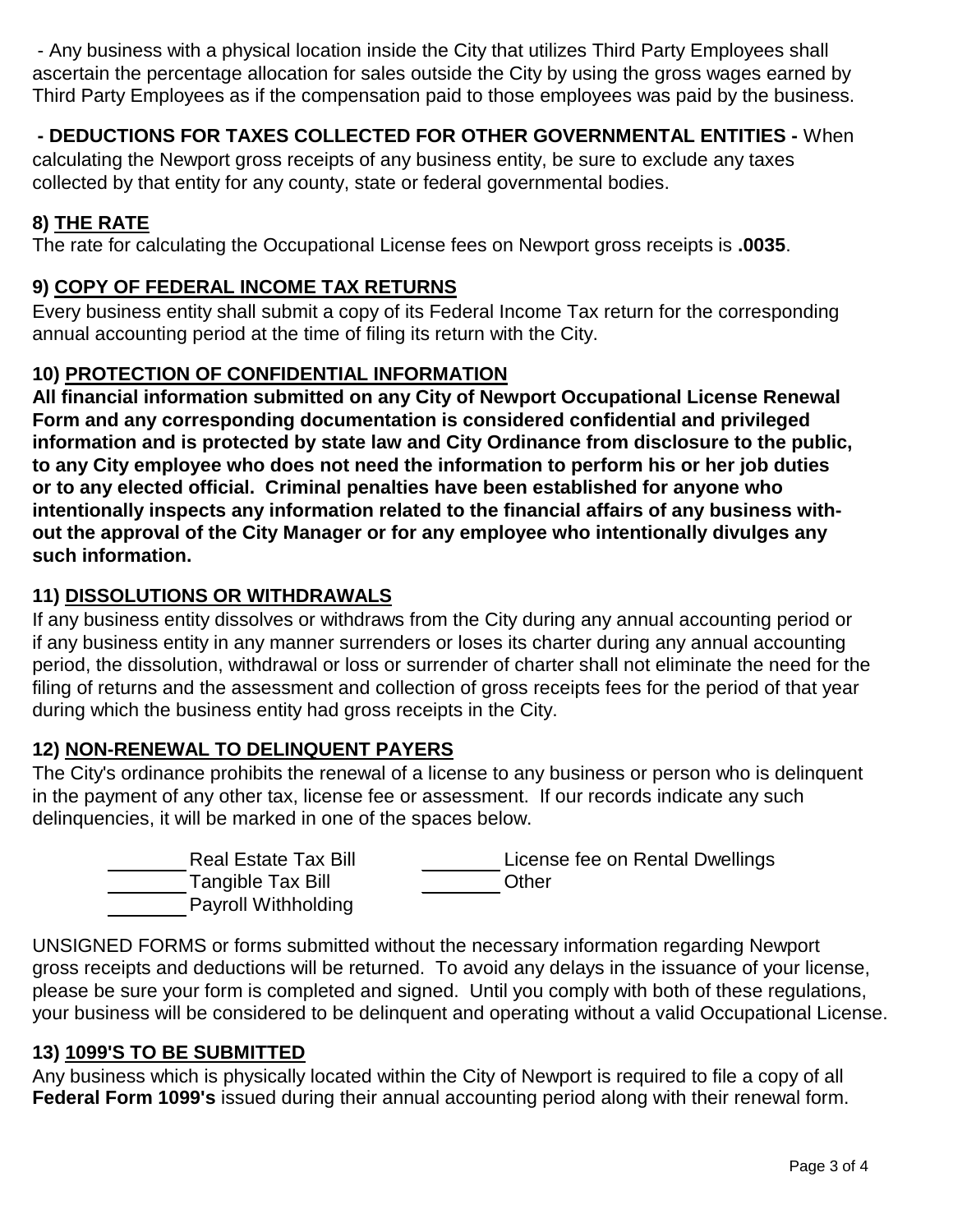- Any business with a physical location inside the City that utilizes Third Party Employees shall ascertain the percentage allocation for sales outside the City by using the gross wages earned by Third Party Employees as if the compensation paid to those employees was paid by the business.

**- DEDUCTIONS FOR TAXES COLLECTED FOR OTHER GOVERNMENTAL ENTITIES -** When calculating the Newport gross receipts of any business entity, be sure to exclude any taxes collected by that entity for any county, state or federal governmental bodies.

### 8) THE RATE

The rate for calculating the Occupational License fees on Newport gross receipts is **.0035**.

### 9) COPY OF FEDERAL INCOME TAX RETURNS

Every business entity shall submit a copy of its Federal Income Tax return for the corresponding annual accounting period at the time of filing its return with the City.

### 10) PROTECTION OF CONFIDENTIAL INFORMATION

**All financial information submitted on any City of Newport Occupational License Renewal Form and any corresponding documentation is considered confidential and privileged information and is protected by state law and City Ordinance from disclosure to the public, to any City employee who does not need the information to perform his or her job duties or to any elected official. Criminal penalties have been established for anyone who intentionally inspects any information related to the financial affairs of any business without the approval of the City Manager or for any employee who intentionally divulges any such information.**

### 11) DISSOLUTIONS OR WITHDRAWALS

If any business entity dissolves or withdraws from the City during any annual accounting period or if any business entity in any manner surrenders or loses its charter during any annual accounting period, the dissolution, withdrawal or loss or surrender of charter shall not eliminate the need for the filing of returns and the assessment and collection of gross receipts fees for the period of that year during which the business entity had gross receipts in the City.

### 12) NON-RENEWAL TO DELINQUENT PAYERS

The City's ordinance prohibits the renewal of a license to any business or person who is delinquent in the payment of any other tax, license fee or assessment. If our records indicate any such delinquencies, it will be marked in one of the spaces below.

________ Real Estate Tax Bill
________ Tangible Tax Bill
________ Payroll Withholding
________ License fee on Rental Dwellings
________ Other

UNSIGNED FORMS or forms submitted without the necessary information regarding Newport gross receipts and deductions will be returned. To avoid any delays in the issuance of your license, please be sure your form is completed and signed. Until you comply with both of these regulations, your business will be considered to be delinquent and operating without a valid Occupational License.

### 13) 1099'S TO BE SUBMITTED

Any business which is physically located within the City of Newport is required to file a copy of all **Federal Form 1099's** issued during their annual accounting period along with their renewal form.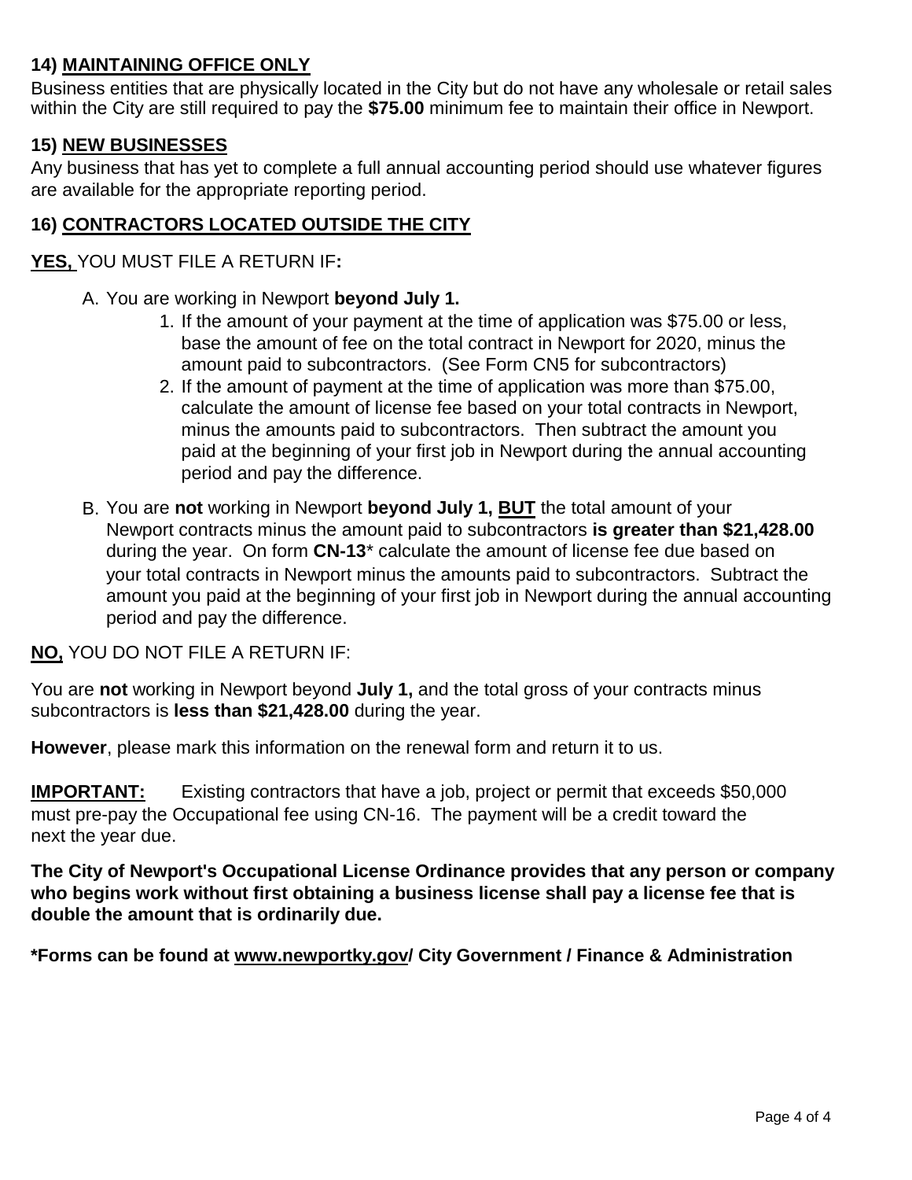### 14) MAINTAINING OFFICE ONLY

Business entities that are physically located in the City but do not have any wholesale or retail sales within the City are still required to pay the **$75.00** minimum fee to maintain their office in Newport.

### 15) NEW BUSINESSES

Any business that has yet to complete a full annual accounting period should use whatever figures are available for the appropriate reporting period.

### 16) CONTRACTORS LOCATED OUTSIDE THE CITY

**YES,** YOU MUST FILE A RETURN IF**:**

A. You are working in Newport **beyond July 1.**
   1. If the amount of your payment at the time of application was $75.00 or less, base the amount of fee on the total contract in Newport for 2020, minus the amount paid to subcontractors. (See Form CN5 for subcontractors)
   2. If the amount of payment at the time of application was more than $75.00, calculate the amount of license fee based on your total contracts in Newport, minus the amounts paid to subcontractors. Then subtract the amount you paid at the beginning of your first job in Newport during the annual accounting period and pay the difference.

B. You are **not** working in Newport **beyond July 1, BUT** the total amount of your Newport contracts minus the amount paid to subcontractors **is greater than $21,428.00** during the year. On form **CN-13**\* calculate the amount of license fee due based on your total contracts in Newport minus the amounts paid to subcontractors. Subtract the amount you paid at the beginning of your first job in Newport during the annual accounting period and pay the difference.

**NO,** YOU DO NOT FILE A RETURN IF:

You are **not** working in Newport beyond **July 1,** and the total gross of your contracts minus subcontractors is **less than $21,428.00** during the year.

**However**, please mark this information on the renewal form and return it to us.

**IMPORTANT:** Existing contractors that have a job, project or permit that exceeds $50,000 must pre-pay the Occupational fee using CN-16. The payment will be a credit toward the next the year due.

**The City of Newport's Occupational License Ordinance provides that any person or company who begins work without first obtaining a business license shall pay a license fee that is double the amount that is ordinarily due.**

**\*Forms can be found at www.newportky.gov/ City Government / Finance & Administration**